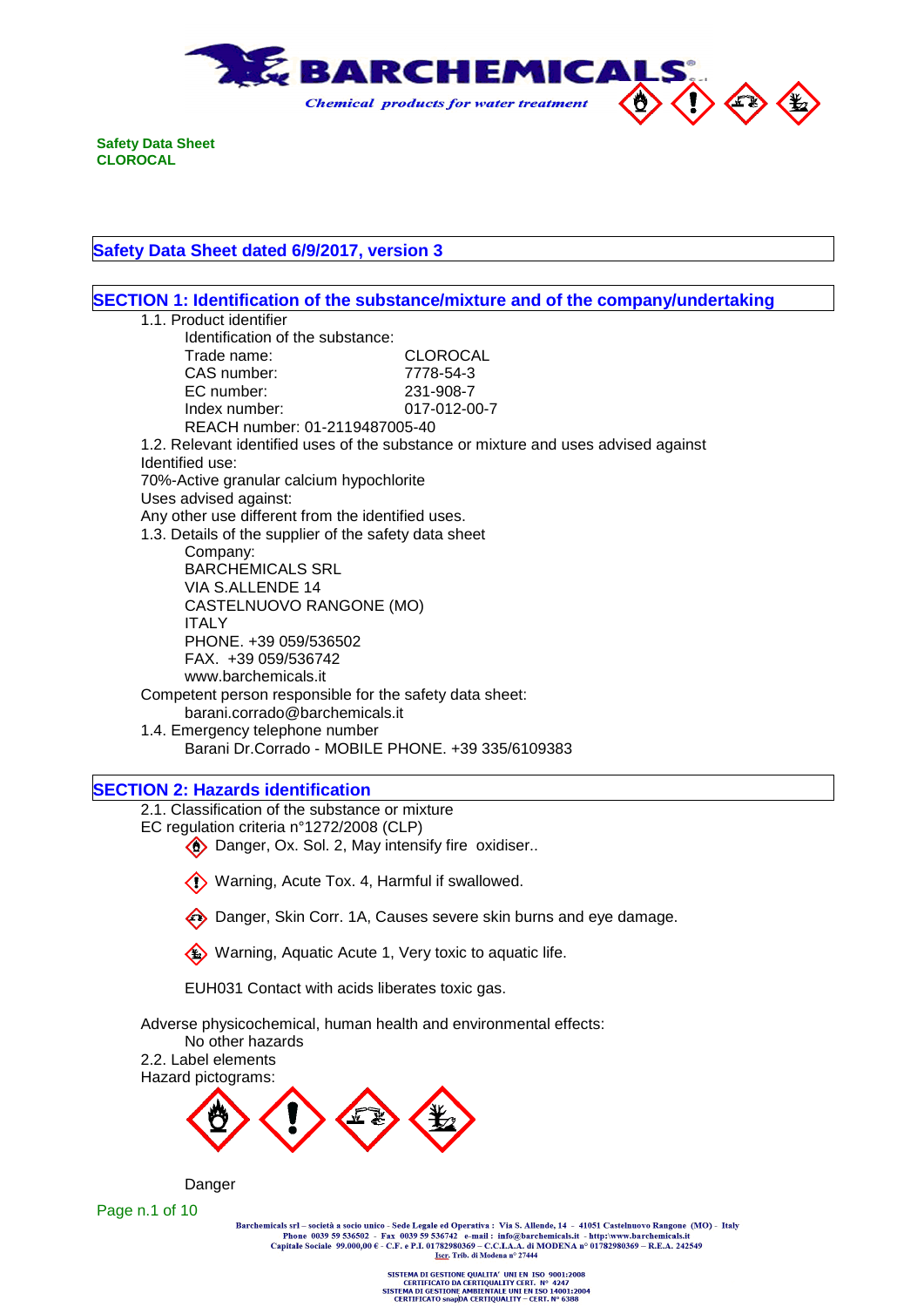**Safety Data Sheet**
**CLOROCAL**

## Safety Data Sheet dated 6/9/2017, version 3

## SECTION 1: Identification of the substance/mixture and of the company/undertaking

1.1. Product identifier

Identification of the substance:

| | |
|---|---|
| Trade name: | CLOROCAL |
| CAS number: | 7778-54-3 |
| EC number: | 231-908-7 |
| Index number: | 017-012-00-7 |

REACH number: 01-2119487005-40

1.2. Relevant identified uses of the substance or mixture and uses advised against

Identified use:

70%-Active granular calcium hypochlorite

Uses advised against:

Any other use different from the identified uses.

1.3. Details of the supplier of the safety data sheet

Company:
BARCHEMICALS SRL
VIA S.ALLENDE 14
CASTELNUOVO RANGONE (MO)
ITALY
PHONE. +39 059/536502
FAX. +39 059/536742
www.barchemicals.it

Competent person responsible for the safety data sheet:
barani.corrado@barchemicals.it

1.4. Emergency telephone number

Barani Dr.Corrado - MOBILE PHONE. +39 335/6109383

## SECTION 2: Hazards identification

2.1. Classification of the substance or mixture

EC regulation criteria n°1272/2008 (CLP)

- Danger, Ox. Sol. 2, May intensify fire oxidiser..
- Warning, Acute Tox. 4, Harmful if swallowed.
- Danger, Skin Corr. 1A, Causes severe skin burns and eye damage.
- Warning, Aquatic Acute 1, Very toxic to aquatic life.

EUH031 Contact with acids liberates toxic gas.

Adverse physicochemical, human health and environmental effects:
No other hazards

2.2. Label elements

Hazard pictograms:

Danger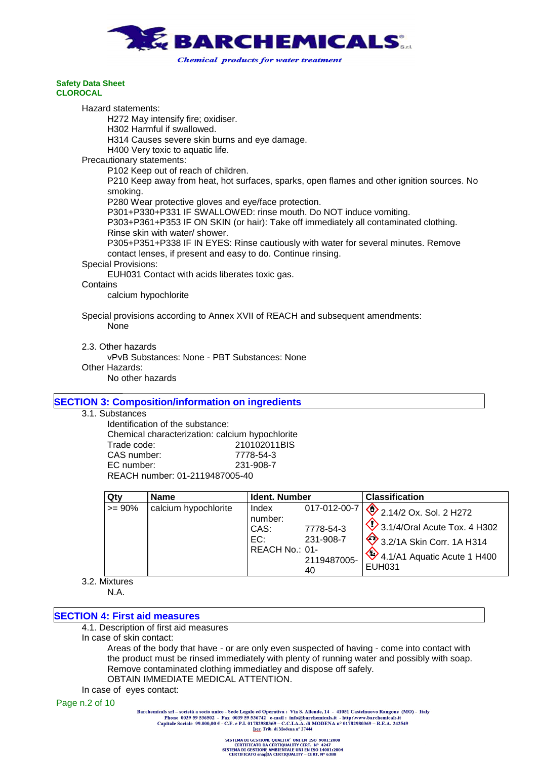Hazard statements:

- H272 May intensify fire; oxidiser.
- H302 Harmful if swallowed.
- H314 Causes severe skin burns and eye damage.
- H400 Very toxic to aquatic life.

Precautionary statements:

- P102 Keep out of reach of children.
- P210 Keep away from heat, hot surfaces, sparks, open flames and other ignition sources. No smoking.
- P280 Wear protective gloves and eye/face protection.
- P301+P330+P331 IF SWALLOWED: rinse mouth. Do NOT induce vomiting.
- P303+P361+P353 IF ON SKIN (or hair): Take off immediately all contaminated clothing. Rinse skin with water/ shower.
- P305+P351+P338 IF IN EYES: Rinse cautiously with water for several minutes. Remove contact lenses, if present and easy to do. Continue rinsing.

Special Provisions:

- EUH031 Contact with acids liberates toxic gas.

Contains

- calcium hypochlorite

Special provisions according to Annex XVII of REACH and subsequent amendments:

- None

2.3. Other hazards

- vPvB Substances: None - PBT Substances: None

Other Hazards:

- No other hazards

## SECTION 3: Composition/information on ingredients

3.1. Substances

Identification of the substance:
Chemical characterization: calcium hypochlorite
Trade code: 210102011BIS
CAS number: 7778-54-3
EC number: 231-908-7
REACH number: 01-2119487005-40

| Qty | Name | Ident. Number | Classification |
|---|---|---|---|
| >= 90% | calcium hypochlorite | Index number: 017-012-00-7<br>CAS: 7778-54-3<br>EC: 231-908-7<br>REACH No.: 01-2119487005-40 | 2.14/2 Ox. Sol. 2 H272<br>3.1/4/Oral Acute Tox. 4 H302<br>3.2/1A Skin Corr. 1A H314<br>4.1/A1 Aquatic Acute 1 H400<br>EUH031 |

3.2. Mixtures

N.A.

## SECTION 4: First aid measures

4.1. Description of first aid measures

In case of skin contact:

Areas of the body that have - or are only even suspected of having - come into contact with the product must be rinsed immediately with plenty of running water and possibly with soap.
Remove contaminated clothing immediatley and dispose off safely.
OBTAIN IMMEDIATE MEDICAL ATTENTION.

In case of eyes contact: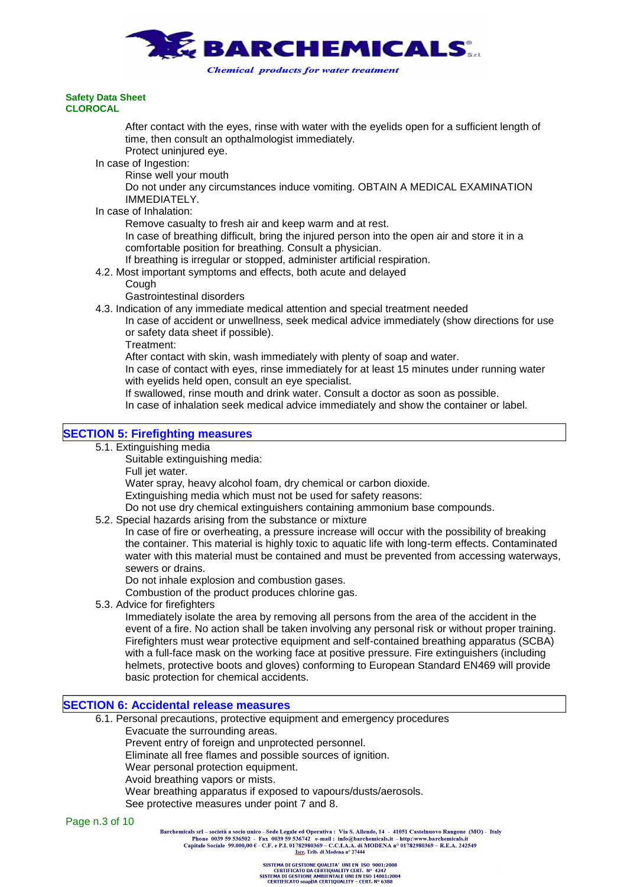After contact with the eyes, rinse with water with the eyelids open for a sufficient length of time, then consult an opthalmologist immediately.
Protect uninjured eye.

In case of Ingestion:

Rinse well your mouth
Do not under any circumstances induce vomiting. OBTAIN A MEDICAL EXAMINATION IMMEDIATELY.

In case of Inhalation:

Remove casualty to fresh air and keep warm and at rest.
In case of breathing difficult, bring the injured person into the open air and store it in a comfortable position for breathing. Consult a physician.
If breathing is irregular or stopped, administer artificial respiration.

4.2. Most important symptoms and effects, both acute and delayed

Cough
Gastrointestinal disorders

4.3. Indication of any immediate medical attention and special treatment needed

In case of accident or unwellness, seek medical advice immediately (show directions for use or safety data sheet if possible).
Treatment:
After contact with skin, wash immediately with plenty of soap and water.
In case of contact with eyes, rinse immediately for at least 15 minutes under running water with eyelids held open, consult an eye specialist.
If swallowed, rinse mouth and drink water. Consult a doctor as soon as possible.
In case of inhalation seek medical advice immediately and show the container or label.

## SECTION 5: Firefighting measures

5.1. Extinguishing media

Suitable extinguishing media:
Full jet water.
Water spray, heavy alcohol foam, dry chemical or carbon dioxide.
Extinguishing media which must not be used for safety reasons:
Do not use dry chemical extinguishers containing ammonium base compounds.

5.2. Special hazards arising from the substance or mixture

In case of fire or overheating, a pressure increase will occur with the possibility of breaking the container. This material is highly toxic to aquatic life with long-term effects. Contaminated water with this material must be contained and must be prevented from accessing waterways, sewers or drains.
Do not inhale explosion and combustion gases.
Combustion of the product produces chlorine gas.

5.3. Advice for firefighters

Immediately isolate the area by removing all persons from the area of the accident in the event of a fire. No action shall be taken involving any personal risk or without proper training. Firefighters must wear protective equipment and self-contained breathing apparatus (SCBA) with a full-face mask on the working face at positive pressure. Fire extinguishers (including helmets, protective boots and gloves) conforming to European Standard EN469 will provide basic protection for chemical accidents.

## SECTION 6: Accidental release measures

6.1. Personal precautions, protective equipment and emergency procedures

Evacuate the surrounding areas.
Prevent entry of foreign and unprotected personnel.
Eliminate all free flames and possible sources of ignition.
Wear personal protection equipment.
Avoid breathing vapors or mists.
Wear breathing apparatus if exposed to vapours/dusts/aerosols.
See protective measures under point 7 and 8.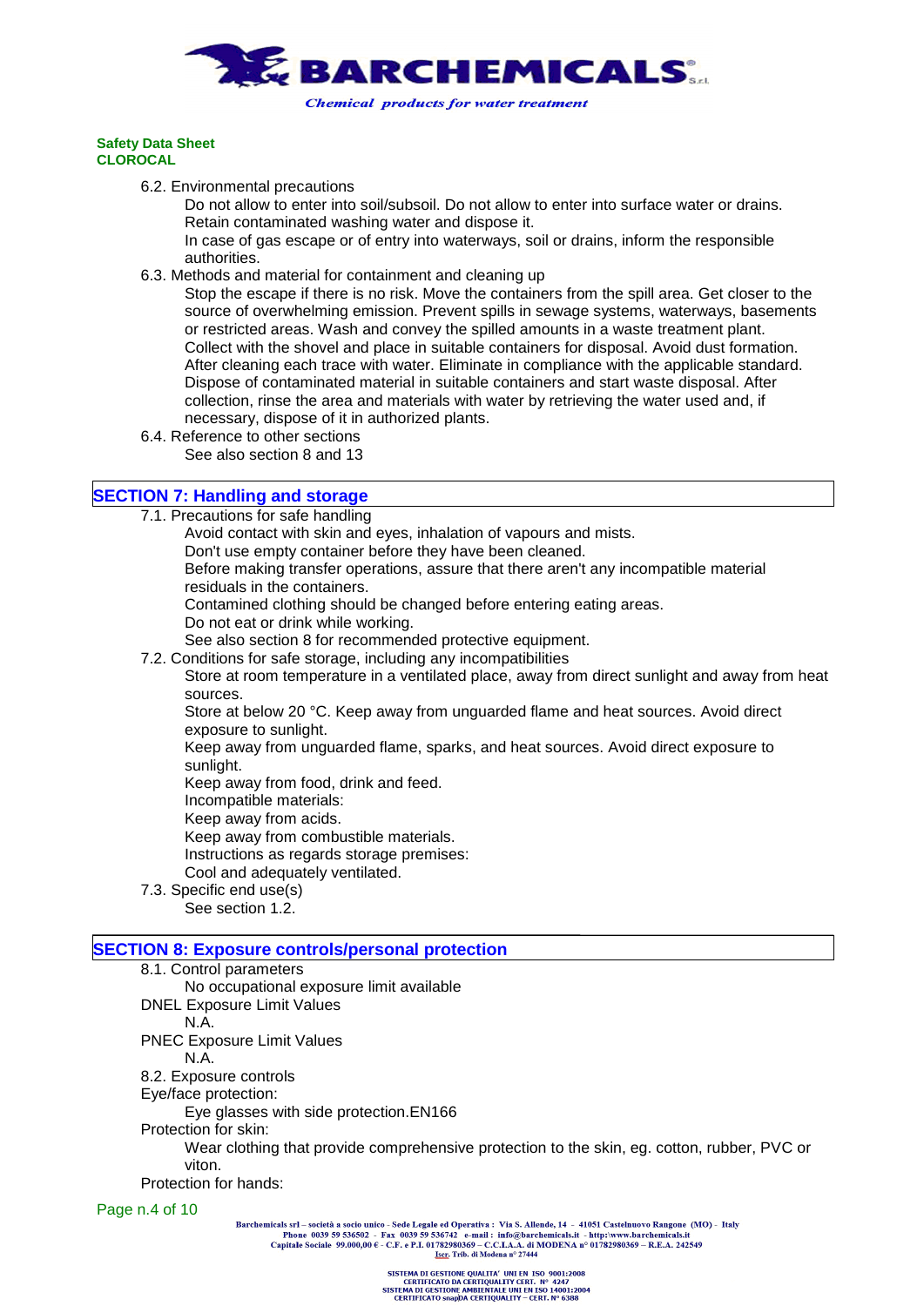6.2. Environmental precautions

Do not allow to enter into soil/subsoil. Do not allow to enter into surface water or drains.
Retain contaminated washing water and dispose it.
In case of gas escape or of entry into waterways, soil or drains, inform the responsible authorities.

6.3. Methods and material for containment and cleaning up

Stop the escape if there is no risk. Move the containers from the spill area. Get closer to the source of overwhelming emission. Prevent spills in sewage systems, waterways, basements or restricted areas. Wash and convey the spilled amounts in a waste treatment plant.
Collect with the shovel and place in suitable containers for disposal. Avoid dust formation.
After cleaning each trace with water. Eliminate in compliance with the applicable standard.
Dispose of contaminated material in suitable containers and start waste disposal. After collection, rinse the area and materials with water by retrieving the water used and, if necessary, dispose of it in authorized plants.

6.4. Reference to other sections

See also section 8 and 13

## SECTION 7: Handling and storage

7.1. Precautions for safe handling

Avoid contact with skin and eyes, inhalation of vapours and mists.
Don't use empty container before they have been cleaned.
Before making transfer operations, assure that there aren't any incompatible material residuals in the containers.
Contamined clothing should be changed before entering eating areas.
Do not eat or drink while working.
See also section 8 for recommended protective equipment.

7.2. Conditions for safe storage, including any incompatibilities

Store at room temperature in a ventilated place, away from direct sunlight and away from heat sources.
Store at below 20 °C. Keep away from unguarded flame and heat sources. Avoid direct exposure to sunlight.
Keep away from unguarded flame, sparks, and heat sources. Avoid direct exposure to sunlight.
Keep away from food, drink and feed.
Incompatible materials:
Keep away from acids.
Keep away from combustible materials.
Instructions as regards storage premises:
Cool and adequately ventilated.

7.3. Specific end use(s)

See section 1.2.

## SECTION 8: Exposure controls/personal protection

8.1. Control parameters

No occupational exposure limit available

DNEL Exposure Limit Values

N.A.

PNEC Exposure Limit Values

N.A.

8.2. Exposure controls

Eye/face protection:

Eye glasses with side protection.EN166

Protection for skin:

Wear clothing that provide comprehensive protection to the skin, eg. cotton, rubber, PVC or viton.

Protection for hands: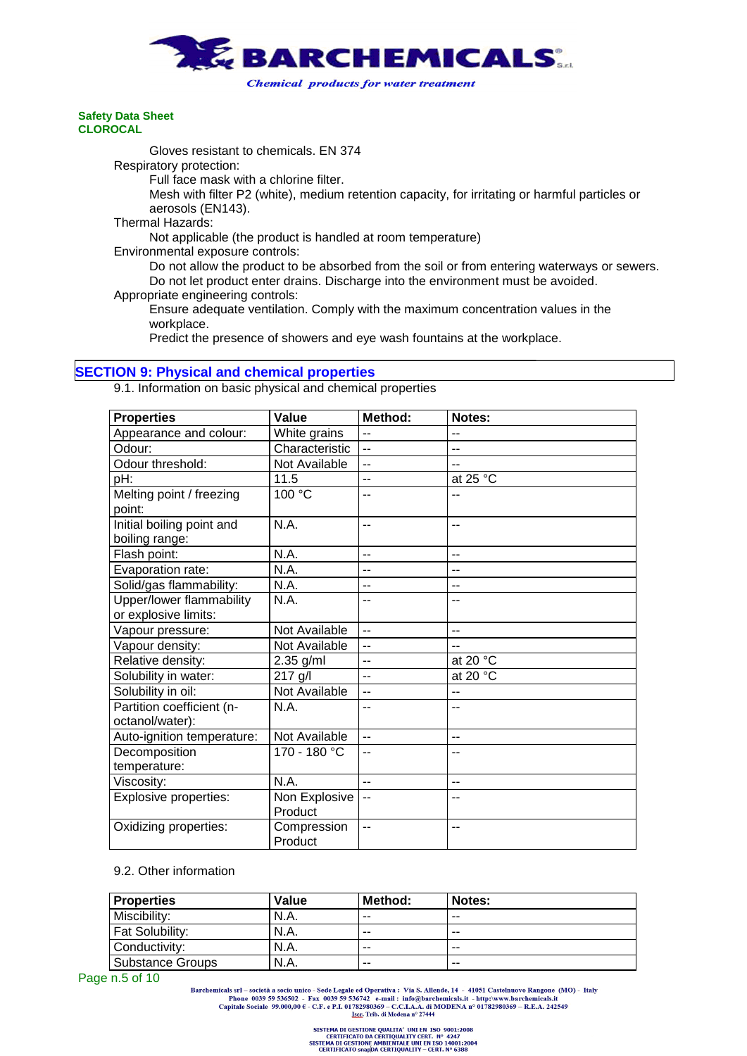Gloves resistant to chemicals. EN 374

Respiratory protection:

Full face mask with a chlorine filter.

Mesh with filter P2 (white), medium retention capacity, for irritating or harmful particles or aerosols (EN143).

Thermal Hazards:

Not applicable (the product is handled at room temperature)

Environmental exposure controls:

Do not allow the product to be absorbed from the soil or from entering waterways or sewers.
Do not let product enter drains. Discharge into the environment must be avoided.

Appropriate engineering controls:

Ensure adequate ventilation. Comply with the maximum concentration values in the workplace.
Predict the presence of showers and eye wash fountains at the workplace.

## SECTION 9: Physical and chemical properties

9.1. Information on basic physical and chemical properties

| Properties | Value | Method: | Notes: |
|---|---|---|---|
| Appearance and colour: | White grains | -- | -- |
| Odour: | Characteristic | -- | -- |
| Odour threshold: | Not Available | -- | -- |
| pH: | 11.5 | -- | at 25 °C |
| Melting point / freezing point: | 100 °C | -- | -- |
| Initial boiling point and boiling range: | N.A. | -- | -- |
| Flash point: | N.A. | -- | -- |
| Evaporation rate: | N.A. | -- | -- |
| Solid/gas flammability: | N.A. | -- | -- |
| Upper/lower flammability or explosive limits: | N.A. | -- | -- |
| Vapour pressure: | Not Available | -- | -- |
| Vapour density: | Not Available | -- | -- |
| Relative density: | 2.35 g/ml | -- | at 20 °C |
| Solubility in water: | 217 g/l | -- | at 20 °C |
| Solubility in oil: | Not Available | -- | -- |
| Partition coefficient (n-octanol/water): | N.A. | -- | -- |
| Auto-ignition temperature: | Not Available | -- | -- |
| Decomposition temperature: | 170 - 180 °C | -- | -- |
| Viscosity: | N.A. | -- | -- |
| Explosive properties: | Non Explosive Product | -- | -- |
| Oxidizing properties: | Compression Product | -- | -- |

9.2. Other information

| Properties | Value | Method: | Notes: |
|---|---|---|---|
| Miscibility: | N.A. | -- | -- |
| Fat Solubility: | N.A. | -- | -- |
| Conductivity: | N.A. | -- | -- |
| Substance Groups | N.A. | -- | -- |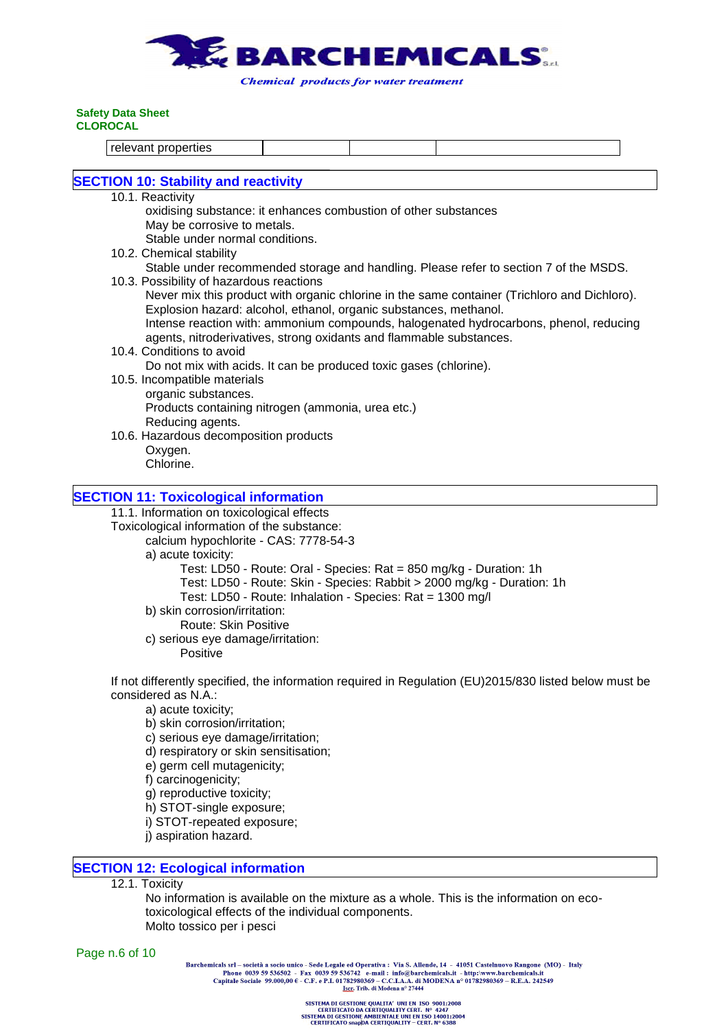| relevant properties | | | |
|---|---|---|---|

## SECTION 10: Stability and reactivity

10.1. Reactivity

oxidising substance: it enhances combustion of other substances
May be corrosive to metals.
Stable under normal conditions.

10.2. Chemical stability

Stable under recommended storage and handling. Please refer to section 7 of the MSDS.

10.3. Possibility of hazardous reactions

Never mix this product with organic chlorine in the same container (Trichloro and Dichloro).
Explosion hazard: alcohol, ethanol, organic substances, methanol.
Intense reaction with: ammonium compounds, halogenated hydrocarbons, phenol, reducing agents, nitroderivatives, strong oxidants and flammable substances.

10.4. Conditions to avoid

Do not mix with acids. It can be produced toxic gases (chlorine).

10.5. Incompatible materials

organic substances.
Products containing nitrogen (ammonia, urea etc.)
Reducing agents.

10.6. Hazardous decomposition products

Oxygen.
Chlorine.

## SECTION 11: Toxicological information

11.1. Information on toxicological effects

Toxicological information of the substance:

calcium hypochlorite - CAS: 7778-54-3

a) acute toxicity:

Test: LD50 - Route: Oral - Species: Rat = 850 mg/kg - Duration: 1h
Test: LD50 - Route: Skin - Species: Rabbit > 2000 mg/kg - Duration: 1h
Test: LD50 - Route: Inhalation - Species: Rat = 1300 mg/l

b) skin corrosion/irritation:

Route: Skin Positive

c) serious eye damage/irritation:

Positive

If not differently specified, the information required in Regulation (EU)2015/830 listed below must be considered as N.A.:

a) acute toxicity;
b) skin corrosion/irritation;
c) serious eye damage/irritation;
d) respiratory or skin sensitisation;
e) germ cell mutagenicity;
f) carcinogenicity;
g) reproductive toxicity;
h) STOT-single exposure;
i) STOT-repeated exposure;
j) aspiration hazard.

## SECTION 12: Ecological information

12.1. Toxicity

No information is available on the mixture as a whole. This is the information on eco-toxicological effects of the individual components.
Molto tossico per i pesci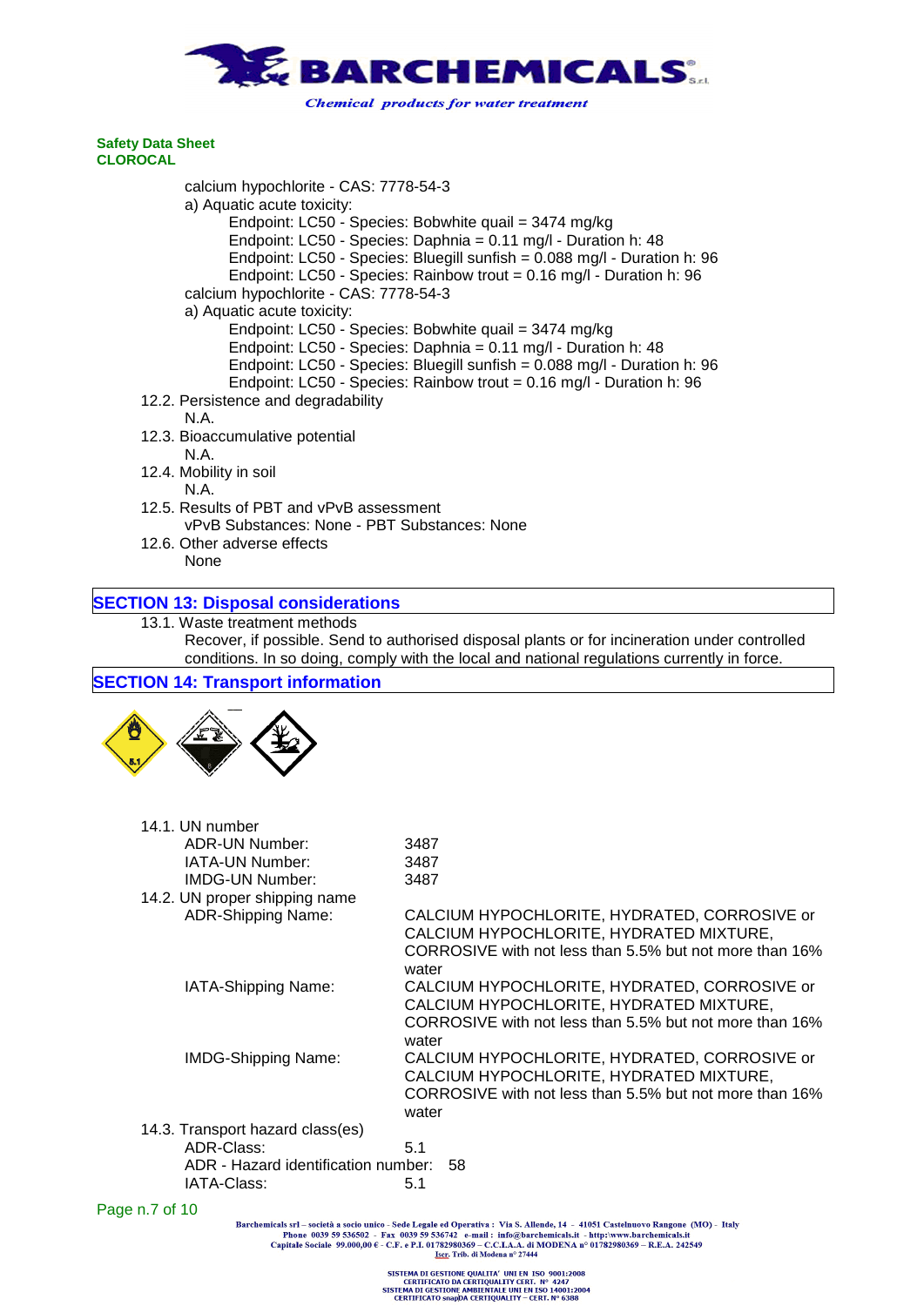**Safety Data Sheet**
**CLOROCAL**

calcium hypochlorite - CAS: 7778-54-3

a) Aquatic acute toxicity:

Endpoint: LC50 - Species: Bobwhite quail = 3474 mg/kg
Endpoint: LC50 - Species: Daphnia = 0.11 mg/l - Duration h: 48
Endpoint: LC50 - Species: Bluegill sunfish = 0.088 mg/l - Duration h: 96
Endpoint: LC50 - Species: Rainbow trout = 0.16 mg/l - Duration h: 96

calcium hypochlorite - CAS: 7778-54-3

a) Aquatic acute toxicity:

Endpoint: LC50 - Species: Bobwhite quail = 3474 mg/kg
Endpoint: LC50 - Species: Daphnia = 0.11 mg/l - Duration h: 48
Endpoint: LC50 - Species: Bluegill sunfish = 0.088 mg/l - Duration h: 96
Endpoint: LC50 - Species: Rainbow trout = 0.16 mg/l - Duration h: 96

12.2. Persistence and degradability

N.A.

12.3. Bioaccumulative potential

N.A.

12.4. Mobility in soil

N.A.

12.5. Results of PBT and vPvB assessment

vPvB Substances: None - PBT Substances: None

12.6. Other adverse effects

None

## SECTION 13: Disposal considerations

13.1. Waste treatment methods

Recover, if possible. Send to authorised disposal plants or for incineration under controlled conditions. In so doing, comply with the local and national regulations currently in force.

## SECTION 14: Transport information

14.1. UN number

| | |
|---|---|
| ADR-UN Number: | 3487 |
| IATA-UN Number: | 3487 |
| IMDG-UN Number: | 3487 |

14.2. UN proper shipping name

| | |
|---|---|
| ADR-Shipping Name: | CALCIUM HYPOCHLORITE, HYDRATED, CORROSIVE or CALCIUM HYPOCHLORITE, HYDRATED MIXTURE, CORROSIVE with not less than 5.5% but not more than 16% water |
| IATA-Shipping Name: | CALCIUM HYPOCHLORITE, HYDRATED, CORROSIVE or CALCIUM HYPOCHLORITE, HYDRATED MIXTURE, CORROSIVE with not less than 5.5% but not more than 16% water |
| IMDG-Shipping Name: | CALCIUM HYPOCHLORITE, HYDRATED, CORROSIVE or CALCIUM HYPOCHLORITE, HYDRATED MIXTURE, CORROSIVE with not less than 5.5% but not more than 16% water |

14.3. Transport hazard class(es)

| | |
|---|---|
| ADR-Class: | 5.1 |
| ADR - Hazard identification number: | 58 |
| IATA-Class: | 5.1 |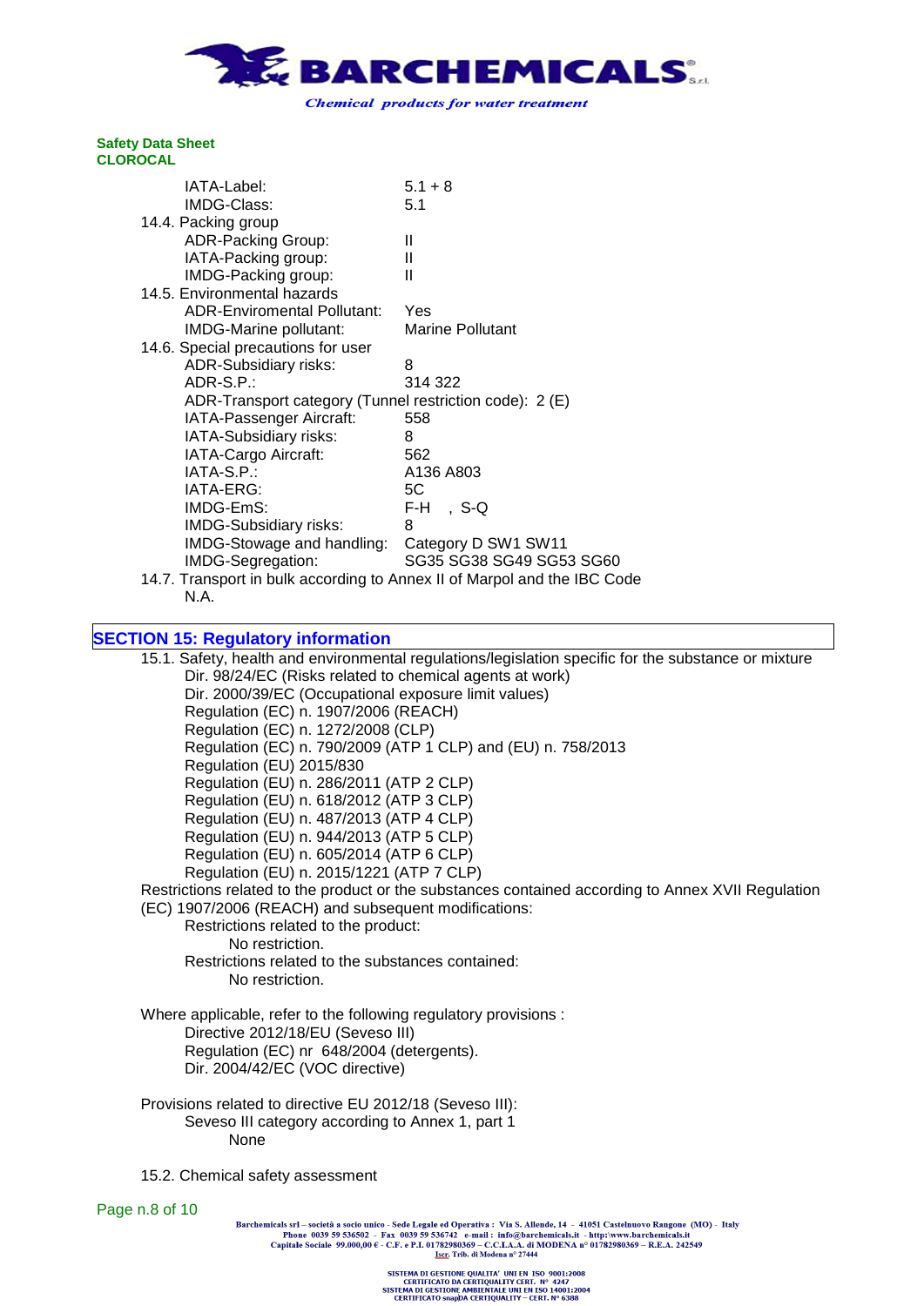IATA-Label: 5.1 + 8
IMDG-Class: 5.1

14.4. Packing group

ADR-Packing Group: II
IATA-Packing group: II
IMDG-Packing group: II

14.5. Environmental hazards

ADR-Enviromental Pollutant: Yes
IMDG-Marine pollutant: Marine Pollutant

14.6. Special precautions for user

ADR-Subsidiary risks: 8
ADR-S.P.: 314 322
ADR-Transport category (Tunnel restriction code): 2 (E)
IATA-Passenger Aircraft: 558
IATA-Subsidiary risks: 8
IATA-Cargo Aircraft: 562
IATA-S.P.: A136 A803
IATA-ERG: 5C
IMDG-EmS: F-H , S-Q
IMDG-Subsidiary risks: 8
IMDG-Stowage and handling: Category D SW1 SW11
IMDG-Segregation: SG35 SG38 SG49 SG53 SG60

14.7. Transport in bulk according to Annex II of Marpol and the IBC Code

N.A.

## SECTION 15: Regulatory information

15.1. Safety, health and environmental regulations/legislation specific for the substance or mixture

Dir. 98/24/EC (Risks related to chemical agents at work)
Dir. 2000/39/EC (Occupational exposure limit values)
Regulation (EC) n. 1907/2006 (REACH)
Regulation (EC) n. 1272/2008 (CLP)
Regulation (EC) n. 790/2009 (ATP 1 CLP) and (EU) n. 758/2013
Regulation (EU) 2015/830
Regulation (EU) n. 286/2011 (ATP 2 CLP)
Regulation (EU) n. 618/2012 (ATP 3 CLP)
Regulation (EU) n. 487/2013 (ATP 4 CLP)
Regulation (EU) n. 944/2013 (ATP 5 CLP)
Regulation (EU) n. 605/2014 (ATP 6 CLP)
Regulation (EU) n. 2015/1221 (ATP 7 CLP)

Restrictions related to the product or the substances contained according to Annex XVII Regulation (EC) 1907/2006 (REACH) and subsequent modifications:

Restrictions related to the product:
No restriction.
Restrictions related to the substances contained:
No restriction.

Where applicable, refer to the following regulatory provisions :

Directive 2012/18/EU (Seveso III)
Regulation (EC) nr 648/2004 (detergents).
Dir. 2004/42/EC (VOC directive)

Provisions related to directive EU 2012/18 (Seveso III):

Seveso III category according to Annex 1, part 1
None

15.2. Chemical safety assessment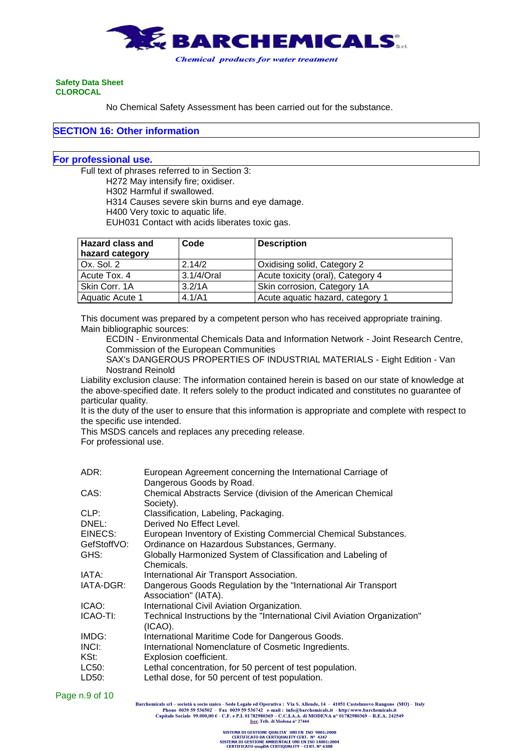No Chemical Safety Assessment has been carried out for the substance.

## SECTION 16: Other information

## For professional use.

Full text of phrases referred to in Section 3:

H272 May intensify fire; oxidiser.
H302 Harmful if swallowed.
H314 Causes severe skin burns and eye damage.
H400 Very toxic to aquatic life.
EUH031 Contact with acids liberates toxic gas.

| Hazard class and hazard category | Code | Description |
|---|---|---|
| Ox. Sol. 2 | 2.14/2 | Oxidising solid, Category 2 |
| Acute Tox. 4 | 3.1/4/Oral | Acute toxicity (oral), Category 4 |
| Skin Corr. 1A | 3.2/1A | Skin corrosion, Category 1A |
| Aquatic Acute 1 | 4.1/A1 | Acute aquatic hazard, category 1 |

This document was prepared by a competent person who has received appropriate training.
Main bibliographic sources:

ECDIN - Environmental Chemicals Data and Information Network - Joint Research Centre, Commission of the European Communities
SAX's DANGEROUS PROPERTIES OF INDUSTRIAL MATERIALS - Eight Edition - Van Nostrand Reinold

Liability exclusion clause: The information contained herein is based on our state of knowledge at the above-specified date. It refers solely to the product indicated and constitutes no guarantee of particular quality.
It is the duty of the user to ensure that this information is appropriate and complete with respect to the specific use intended.
This MSDS cancels and replaces any preceding release.
For professional use.

ADR: European Agreement concerning the International Carriage of Dangerous Goods by Road.
CAS: Chemical Abstracts Service (division of the American Chemical Society).
CLP: Classification, Labeling, Packaging.
DNEL: Derived No Effect Level.
EINECS: European Inventory of Existing Commercial Chemical Substances.
GefStoffVO: Ordinance on Hazardous Substances, Germany.
GHS: Globally Harmonized System of Classification and Labeling of Chemicals.
IATA: International Air Transport Association.
IATA-DGR: Dangerous Goods Regulation by the "International Air Transport Association" (IATA).
ICAO: International Civil Aviation Organization.
ICAO-TI: Technical Instructions by the "International Civil Aviation Organization" (ICAO).
IMDG: International Maritime Code for Dangerous Goods.
INCI: International Nomenclature of Cosmetic Ingredients.
KSt: Explosion coefficient.
LC50: Lethal concentration, for 50 percent of test population.
LD50: Lethal dose, for 50 percent of test population.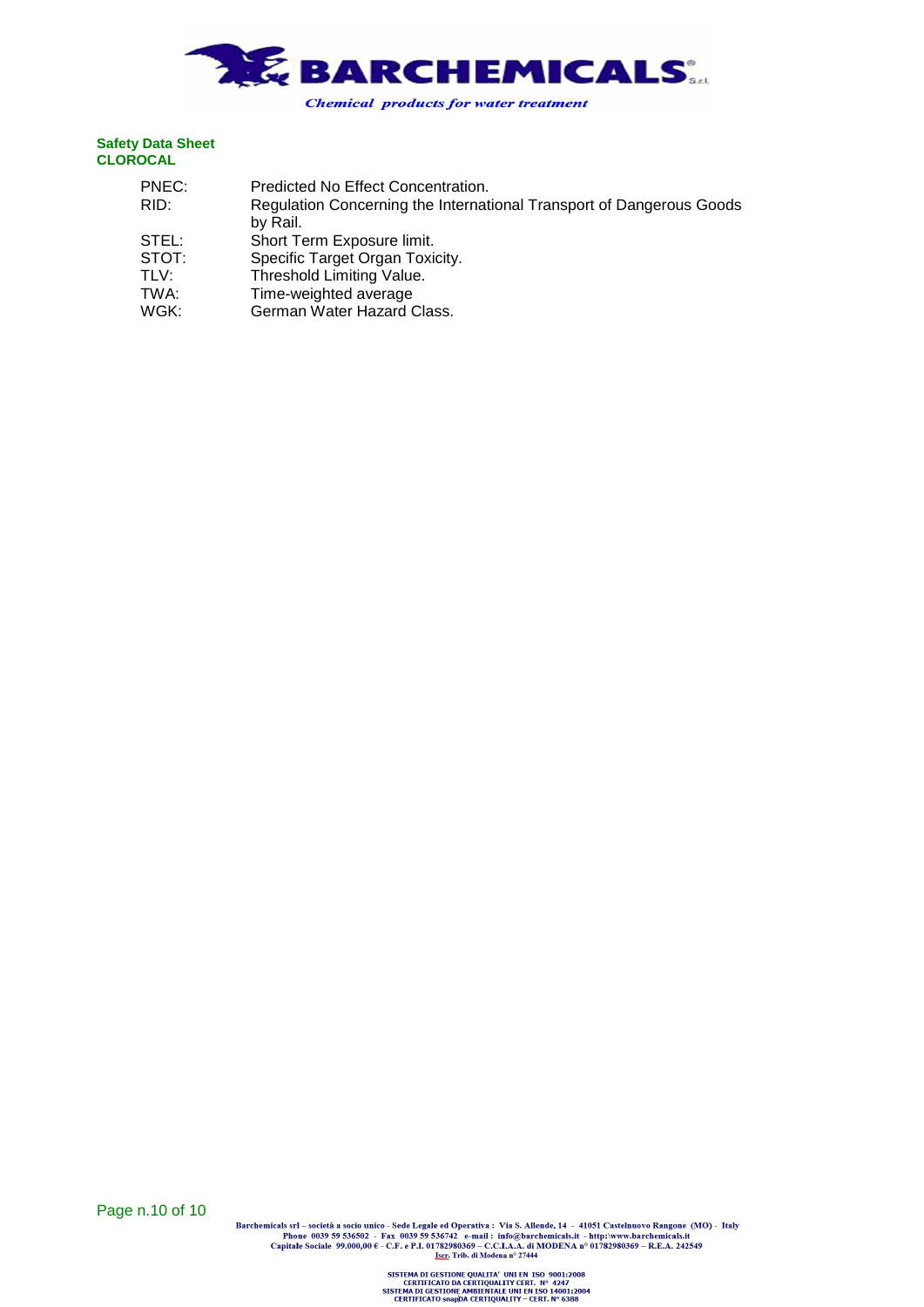| | |
|---|---|
| PNEC: | Predicted No Effect Concentration. |
| RID: | Regulation Concerning the International Transport of Dangerous Goods by Rail. |
| STEL: | Short Term Exposure limit. |
| STOT: | Specific Target Organ Toxicity. |
| TLV: | Threshold Limiting Value. |
| TWA: | Time-weighted average |
| WGK: | German Water Hazard Class. |